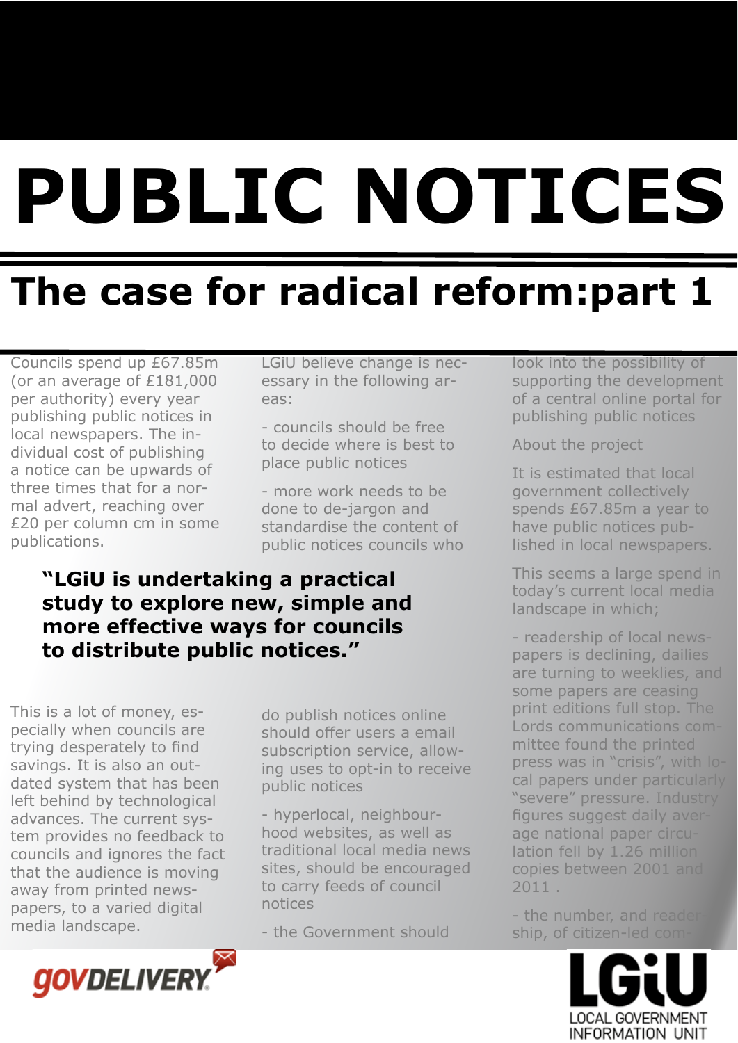# PUBLIC NOTICES

## The case for radical reform:part 1

Councils spend up £67.85m (or an average of £181,000 per authority) every year publishing public notices in local newspapers. The individual cost of publishing a notice can be upwards of three times that for a normal advert, reaching over £20 per column cm in some publications.

This is a lot of money, especially when councils are trying desperately to find savings. It is also an outdated system that has been left behind by technological advances. The current system provides no feedback to councils and ignores the fact that the audience is moving away from printed newspapers, to a varied digital media landscape.

**"LGiU is undertaking a practical study to explore new, simple and more effective ways for councils to distribute public notices."**

LGiU believe change is necessary in the following areas:

- councils should be free to decide where is best to place public notices
- more work needs to be done to de-jargon and standardise the content of public notices councils who do publish notices online should offer users a email subscription service, allowing uses to opt-in to receive public notices
- hyperlocal, neighbourhood websites, as well as traditional local media news sites, should be encouraged to carry feeds of council notices
- the Government should look into the possibility of supporting the development of a central online portal for publishing public notices

About the project

It is estimated that local government collectively spends £67.85m a year to have public notices published in local newspapers.

This seems a large spend in today's current local media landscape in which;

- readership of local newspapers is declining, dailies are turning to weeklies, and some papers are ceasing print editions full stop. The Lords communications committee found the printed press was in "crisis", with local papers under particularly "severe" pressure. Industry figures suggest daily average national paper circulation fell by 1.26 million copies between 2001 and 2011 .
- the number, and readership, of citizen-led com-

govDELIVERY

LGiU LOCAL GOVERNMENT INFORMATION UNIT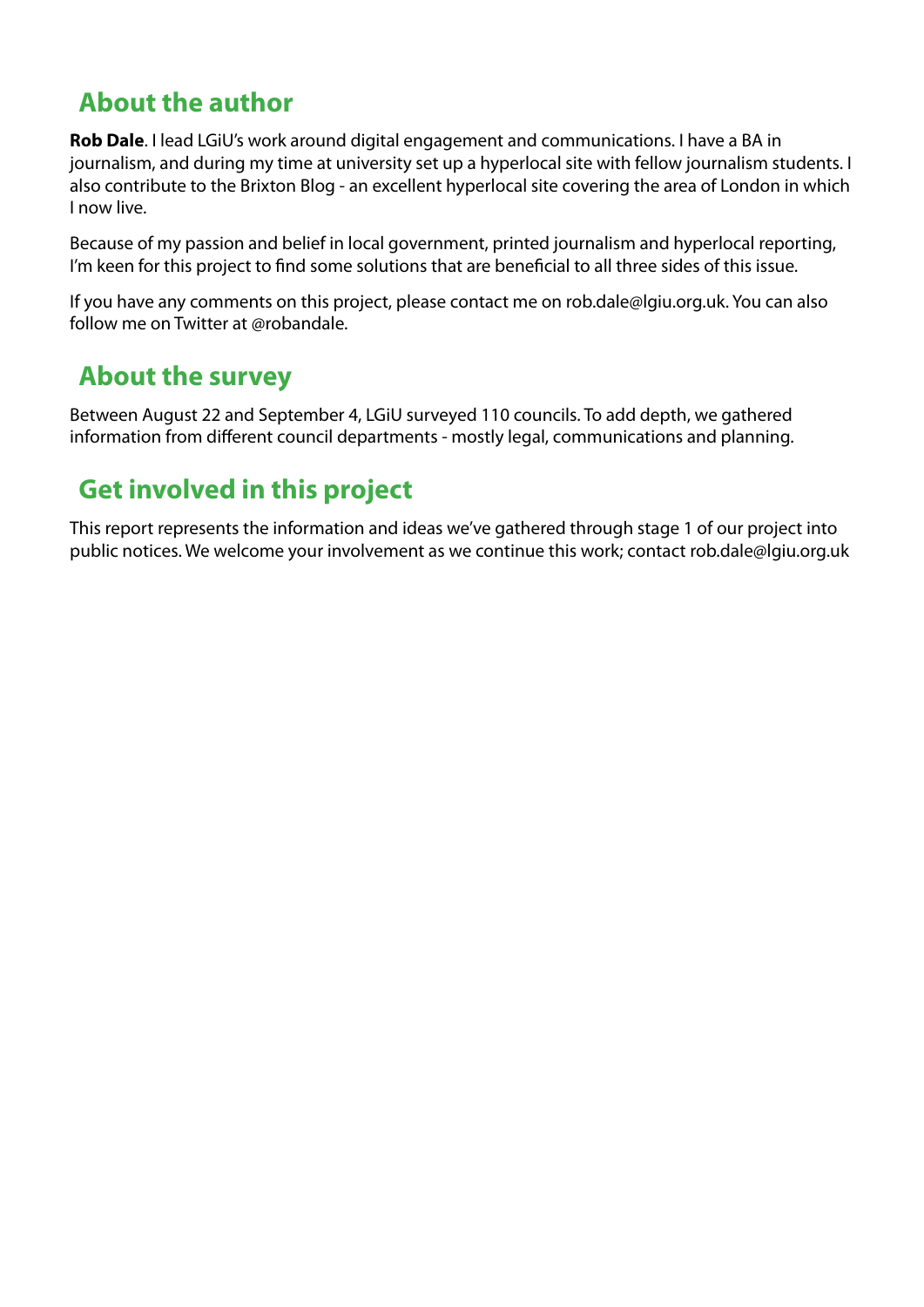## About the author

**Rob Dale**. I lead LGiU's work around digital engagement and communications. I have a BA in journalism, and during my time at university set up a hyperlocal site with fellow journalism students. I also contribute to the Brixton Blog - an excellent hyperlocal site covering the area of London in which I now live.

Because of my passion and belief in local government, printed journalism and hyperlocal reporting, I'm keen for this project to find some solutions that are beneficial to all three sides of this issue.

If you have any comments on this project, please contact me on rob.dale@lgiu.org.uk. You can also follow me on Twitter at @robandale.

## About the survey

Between August 22 and September 4, LGiU surveyed 110 councils. To add depth, we gathered information from different council departments - mostly legal, communications and planning.

## Get involved in this project

This report represents the information and ideas we've gathered through stage 1 of our project into public notices. We welcome your involvement as we continue this work; contact rob.dale@lgiu.org.uk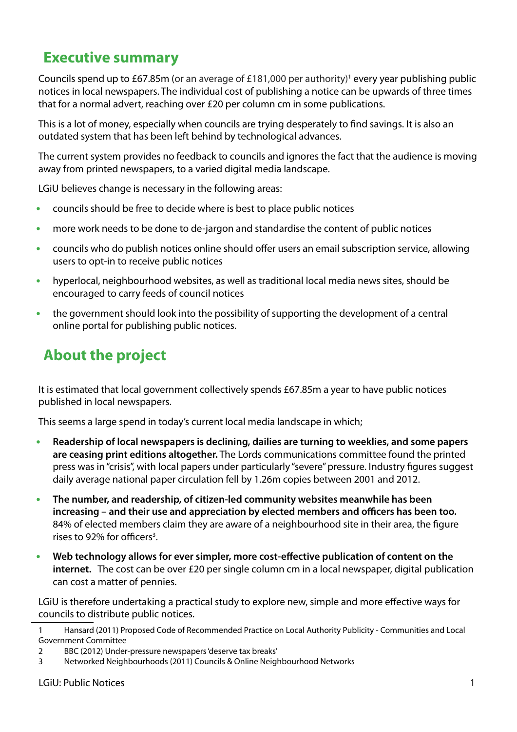## Executive summary

Councils spend up to £67.85m (or an average of £181,000 per authority)[1] every year publishing public notices in local newspapers. The individual cost of publishing a notice can be upwards of three times that for a normal advert, reaching over £20 per column cm in some publications.

This is a lot of money, especially when councils are trying desperately to find savings. It is also an outdated system that has been left behind by technological advances.

The current system provides no feedback to councils and ignores the fact that the audience is moving away from printed newspapers, to a varied digital media landscape.

LGiU believes change is necessary in the following areas:

- councils should be free to decide where is best to place public notices
- more work needs to be done to de-jargon and standardise the content of public notices
- councils who do publish notices online should offer users an email subscription service, allowing users to opt-in to receive public notices
- hyperlocal, neighbourhood websites, as well as traditional local media news sites, should be encouraged to carry feeds of council notices
- the government should look into the possibility of supporting the development of a central online portal for publishing public notices.

## About the project

It is estimated that local government collectively spends £67.85m a year to have public notices published in local newspapers.

This seems a large spend in today's current local media landscape in which;

- **Readership of local newspapers is declining, dailies are turning to weeklies, and some papers are ceasing print editions altogether.** The Lords communications committee found the printed press was in "crisis", with local papers under particularly "severe" pressure. Industry figures suggest daily average national paper circulation fell by 1.26m copies between 2001 and 2012.
- **The number, and readership, of citizen-led community websites meanwhile has been increasing – and their use and appreciation by elected members and officers has been too.** 84% of elected members claim they are aware of a neighbourhood site in their area, the figure rises to 92% for officers[3].
- **Web technology allows for ever simpler, more cost-effective publication of content on the internet.** The cost can be over £20 per single column cm in a local newspaper, digital publication can cost a matter of pennies.

LGiU is therefore undertaking a practical study to explore new, simple and more effective ways for councils to distribute public notices.

---

1 Hansard (2011) Proposed Code of Recommended Practice on Local Authority Publicity - Communities and Local Government Committee

2 BBC (2012) Under-pressure newspapers 'deserve tax breaks'

3 Networked Neighbourhoods (2011) Councils & Online Neighbourhood Networks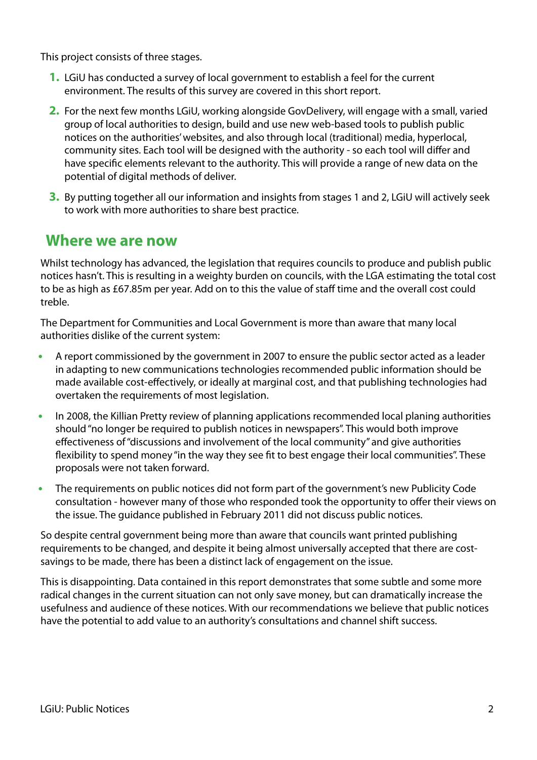This project consists of three stages.

1. LGiU has conducted a survey of local government to establish a feel for the current environment. The results of this survey are covered in this short report.
2. For the next few months LGiU, working alongside GovDelivery, will engage with a small, varied group of local authorities to design, build and use new web-based tools to publish public notices on the authorities' websites, and also through local (traditional) media, hyperlocal, community sites. Each tool will be designed with the authority - so each tool will differ and have specific elements relevant to the authority. This will provide a range of new data on the potential of digital methods of deliver.
3. By putting together all our information and insights from stages 1 and 2, LGiU will actively seek to work with more authorities to share best practice.

## Where we are now

Whilst technology has advanced, the legislation that requires councils to produce and publish public notices hasn't. This is resulting in a weighty burden on councils, with the LGA estimating the total cost to be as high as £67.85m per year. Add on to this the value of staff time and the overall cost could treble.

The Department for Communities and Local Government is more than aware that many local authorities dislike of the current system:

- A report commissioned by the government in 2007 to ensure the public sector acted as a leader in adapting to new communications technologies recommended public information should be made available cost-effectively, or ideally at marginal cost, and that publishing technologies had overtaken the requirements of most legislation.
- In 2008, the Killian Pretty review of planning applications recommended local planing authorities should "no longer be required to publish notices in newspapers". This would both improve effectiveness of "discussions and involvement of the local community" and give authorities flexibility to spend money "in the way they see fit to best engage their local communities". These proposals were not taken forward.
- The requirements on public notices did not form part of the government's new Publicity Code consultation - however many of those who responded took the opportunity to offer their views on the issue. The guidance published in February 2011 did not discuss public notices.

So despite central government being more than aware that councils want printed publishing requirements to be changed, and despite it being almost universally accepted that there are cost-savings to be made, there has been a distinct lack of engagement on the issue.

This is disappointing. Data contained in this report demonstrates that some subtle and some more radical changes in the current situation can not only save money, but can dramatically increase the usefulness and audience of these notices. With our recommendations we believe that public notices have the potential to add value to an authority's consultations and channel shift success.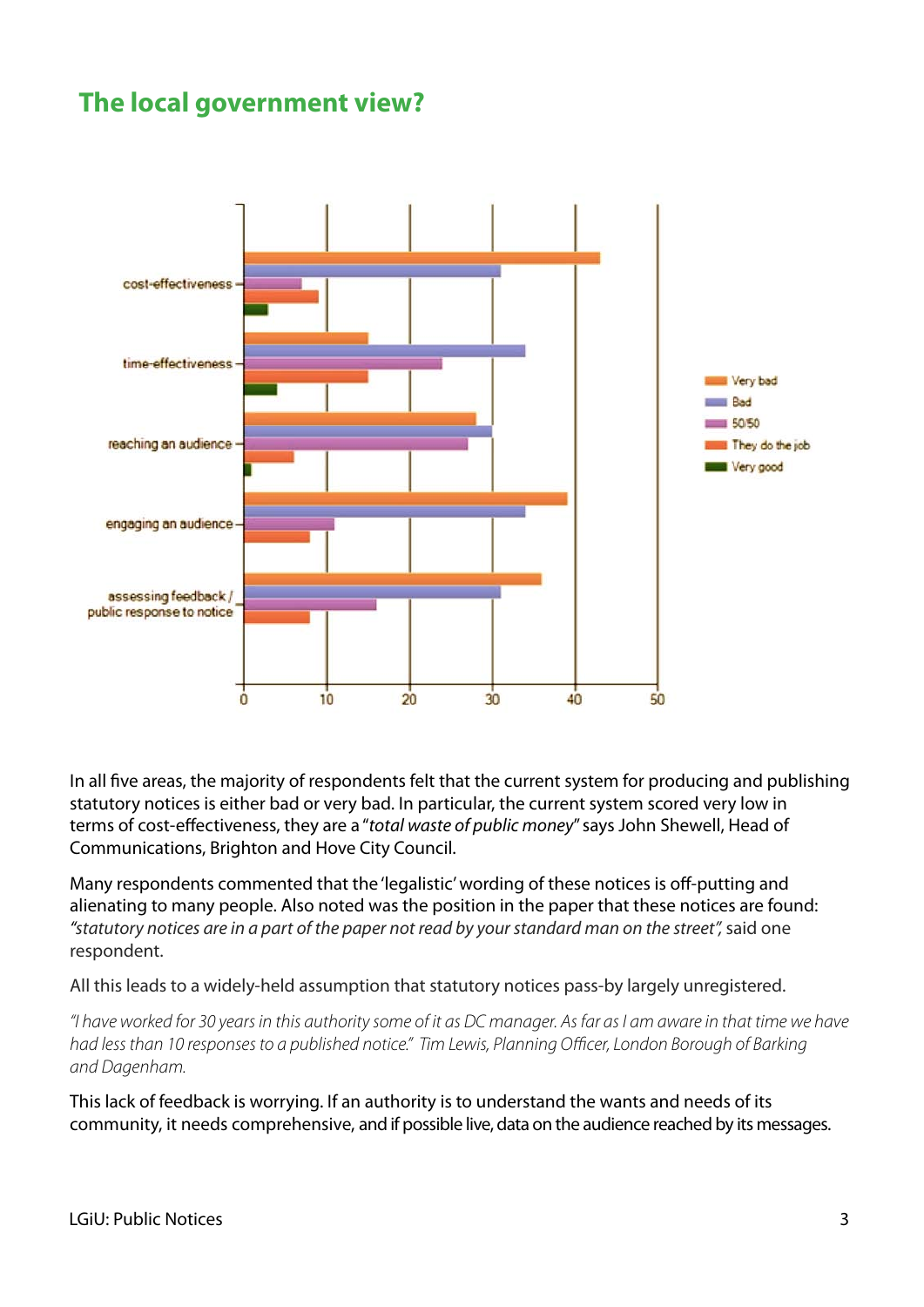## The local government view?

In all five areas, the majority of respondents felt that the current system for producing and publishing statutory notices is either bad or very bad. In particular, the current system scored very low in terms of cost-effectiveness, they are a "*total waste of public money*" says John Shewell, Head of Communications, Brighton and Hove City Council.

Many respondents commented that the 'legalistic' wording of these notices is off-putting and alienating to many people. Also noted was the position in the paper that these notices are found: *"statutory notices are in a part of the paper not read by your standard man on the street"*, said one respondent.

All this leads to a widely-held assumption that statutory notices pass-by largely unregistered.

*"I have worked for 30 years in this authority some of it as DC manager. As far as I am aware in that time we have had less than 10 responses to a published notice." Tim Lewis, Planning Officer, London Borough of Barking and Dagenham.*

This lack of feedback is worrying. If an authority is to understand the wants and needs of its community, it needs comprehensive, and if possible live, data on the audience reached by its messages.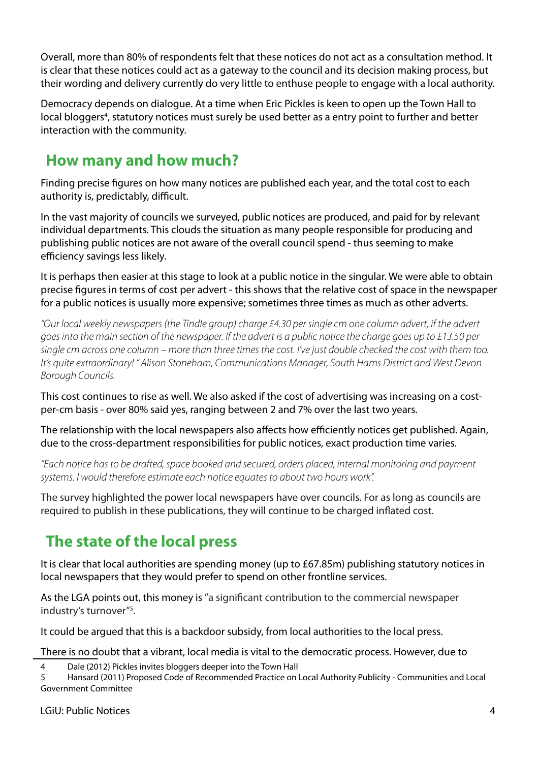Overall, more than 80% of respondents felt that these notices do not act as a consultation method. It is clear that these notices could act as a gateway to the council and its decision making process, but their wording and delivery currently do very little to enthuse people to engage with a local authority.

Democracy depends on dialogue. At a time when Eric Pickles is keen to open up the Town Hall to local bloggers[4], statutory notices must surely be used better as a entry point to further and better interaction with the community.

## How many and how much?

Finding precise figures on how many notices are published each year, and the total cost to each authority is, predictably, difficult.

In the vast majority of councils we surveyed, public notices are produced, and paid for by relevant individual departments. This clouds the situation as many people responsible for producing and publishing public notices are not aware of the overall council spend - thus seeming to make efficiency savings less likely.

It is perhaps then easier at this stage to look at a public notice in the singular. We were able to obtain precise figures in terms of cost per advert - this shows that the relative cost of space in the newspaper for a public notices is usually more expensive; sometimes three times as much as other adverts.

*"Our local weekly newspapers (the Tindle group) charge £4.30 per single cm one column advert, if the advert goes into the main section of the newspaper. If the advert is a public notice the charge goes up to £13.50 per single cm across one column – more than three times the cost. I've just double checked the cost with them too. It's quite extraordinary! " Alison Stoneham, Communications Manager, South Hams District and West Devon Borough Councils.*

This cost continues to rise as well. We also asked if the cost of advertising was increasing on a cost-per-cm basis - over 80% said yes, ranging between 2 and 7% over the last two years.

The relationship with the local newspapers also affects how efficiently notices get published. Again, due to the cross-department responsibilities for public notices, exact production time varies.

*"Each notice has to be drafted, space booked and secured, orders placed, internal monitoring and payment systems. I would therefore estimate each notice equates to about two hours work".*

The survey highlighted the power local newspapers have over councils. For as long as councils are required to publish in these publications, they will continue to be charged inflated cost.

## The state of the local press

It is clear that local authorities are spending money (up to £67.85m) publishing statutory notices in local newspapers that they would prefer to spend on other frontline services.

As the LGA points out, this money is "a significant contribution to the commercial newspaper industry's turnover"[5].

It could be argued that this is a backdoor subsidy, from local authorities to the local press.

There is no doubt that a vibrant, local media is vital to the democratic process. However, due to

---

4 Dale (2012) Pickles invites bloggers deeper into the Town Hall

5 Hansard (2011) Proposed Code of Recommended Practice on Local Authority Publicity - Communities and Local Government Committee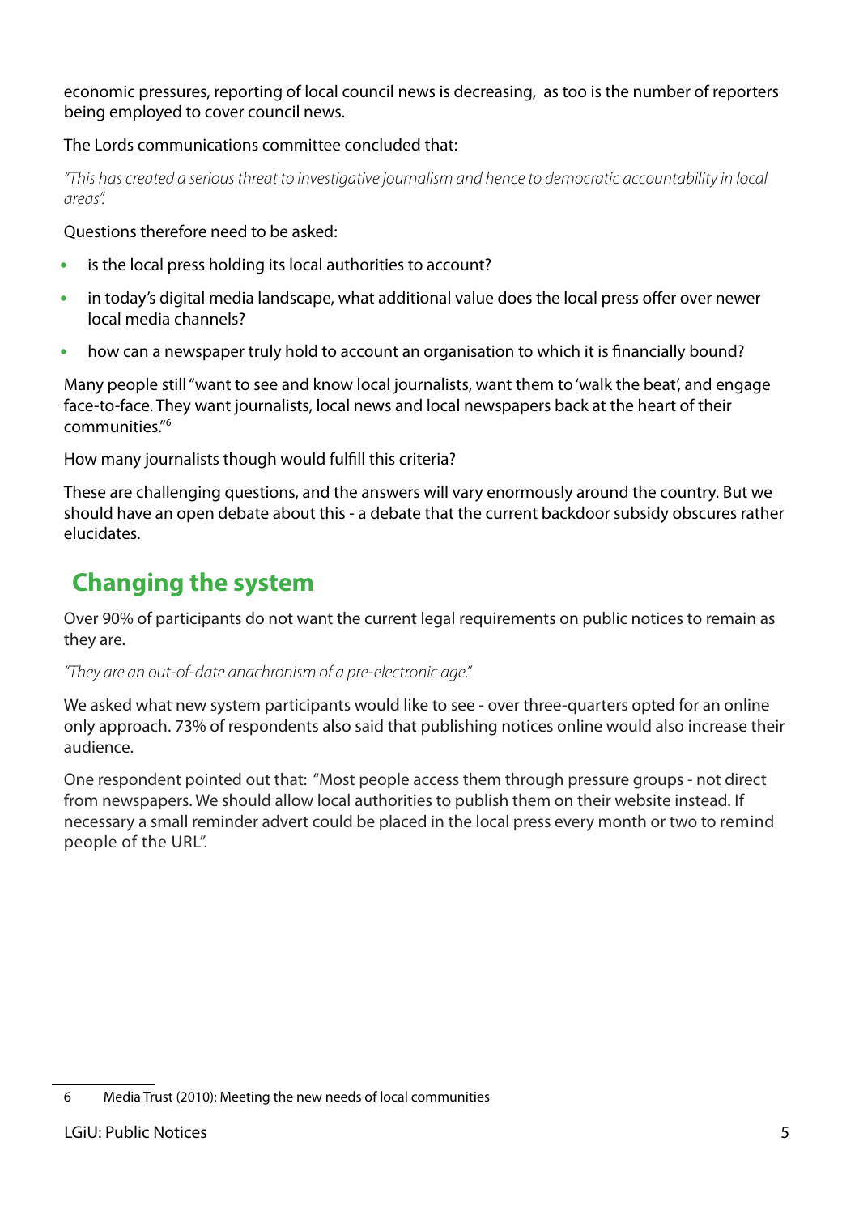economic pressures, reporting of local council news is decreasing, as too is the number of reporters being employed to cover council news.

The Lords communications committee concluded that:

*"This has created a serious threat to investigative journalism and hence to democratic accountability in local areas".*

Questions therefore need to be asked:

- is the local press holding its local authorities to account?
- in today's digital media landscape, what additional value does the local press offer over newer local media channels?
- how can a newspaper truly hold to account an organisation to which it is financially bound?

Many people still "want to see and know local journalists, want them to 'walk the beat', and engage face-to-face. They want journalists, local news and local newspapers back at the heart of their communities."[6]

How many journalists though would fulfill this criteria?

These are challenging questions, and the answers will vary enormously around the country. But we should have an open debate about this - a debate that the current backdoor subsidy obscures rather elucidates.

## Changing the system

Over 90% of participants do not want the current legal requirements on public notices to remain as they are.

*"They are an out-of-date anachronism of a pre-electronic age."*

We asked what new system participants would like to see - over three-quarters opted for an online only approach. 73% of respondents also said that publishing notices online would also increase their audience.

One respondent pointed out that: "Most people access them through pressure groups - not direct from newspapers. We should allow local authorities to publish them on their website instead. If necessary a small reminder advert could be placed in the local press every month or two to remind people of the URL".

---

6 Media Trust (2010): Meeting the new needs of local communities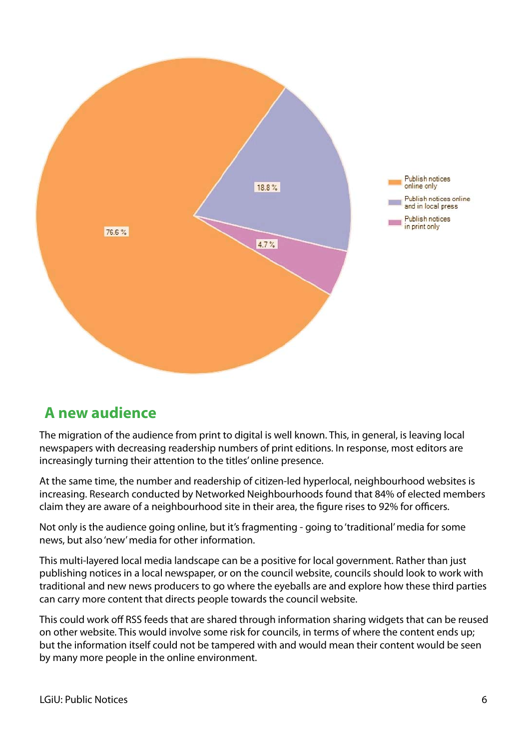| | |
|---|---|
| Publish notices online only | 76.6 % |
| Publish notices online and in local press | 18.8 % |
| Publish notices in print only | 4.7 % |

## A new audience

The migration of the audience from print to digital is well known. This, in general, is leaving local newspapers with decreasing readership numbers of print editions. In response, most editors are increasingly turning their attention to the titles' online presence.

At the same time, the number and readership of citizen-led hyperlocal, neighbourhood websites is increasing. Research conducted by Networked Neighbourhoods found that 84% of elected members claim they are aware of a neighbourhood site in their area, the figure rises to 92% for officers.

Not only is the audience going online, but it's fragmenting - going to 'traditional' media for some news, but also 'new' media for other information.

This multi-layered local media landscape can be a positive for local government. Rather than just publishing notices in a local newspaper, or on the council website, councils should look to work with traditional and new news producers to go where the eyeballs are and explore how these third parties can carry more content that directs people towards the council website.

This could work off RSS feeds that are shared through information sharing widgets that can be reused on other website. This would involve some risk for councils, in terms of where the content ends up; but the information itself could not be tampered with and would mean their content would be seen by many more people in the online environment.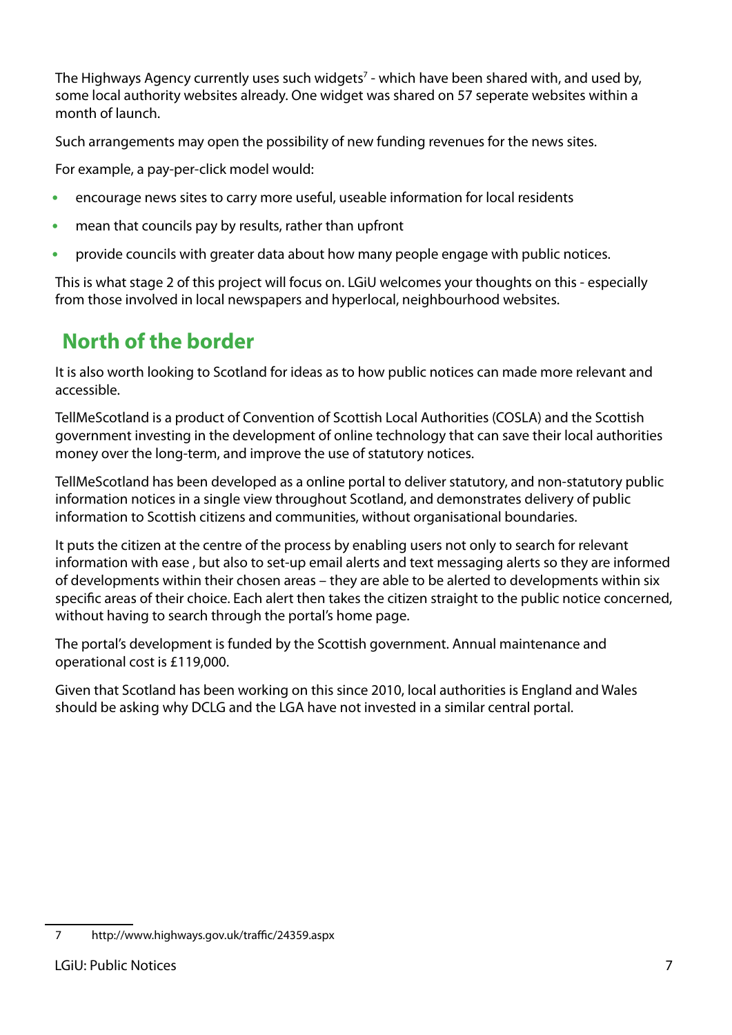The Highways Agency currently uses such widgets[7] - which have been shared with, and used by, some local authority websites already. One widget was shared on 57 seperate websites within a month of launch.

Such arrangements may open the possibility of new funding revenues for the news sites.

For example, a pay-per-click model would:

- encourage news sites to carry more useful, useable information for local residents
- mean that councils pay by results, rather than upfront
- provide councils with greater data about how many people engage with public notices.

This is what stage 2 of this project will focus on. LGiU welcomes your thoughts on this - especially from those involved in local newspapers and hyperlocal, neighbourhood websites.

## North of the border

It is also worth looking to Scotland for ideas as to how public notices can made more relevant and accessible.

TellMeScotland is a product of Convention of Scottish Local Authorities (COSLA) and the Scottish government investing in the development of online technology that can save their local authorities money over the long-term, and improve the use of statutory notices.

TellMeScotland has been developed as a online portal to deliver statutory, and non-statutory public information notices in a single view throughout Scotland, and demonstrates delivery of public information to Scottish citizens and communities, without organisational boundaries.

It puts the citizen at the centre of the process by enabling users not only to search for relevant information with ease , but also to set-up email alerts and text messaging alerts so they are informed of developments within their chosen areas – they are able to be alerted to developments within six specific areas of their choice. Each alert then takes the citizen straight to the public notice concerned, without having to search through the portal's home page.

The portal's development is funded by the Scottish government. Annual maintenance and operational cost is £119,000.

Given that Scotland has been working on this since 2010, local authorities is England and Wales should be asking why DCLG and the LGA have not invested in a similar central portal.

---

7 http://www.highways.gov.uk/traffic/24359.aspx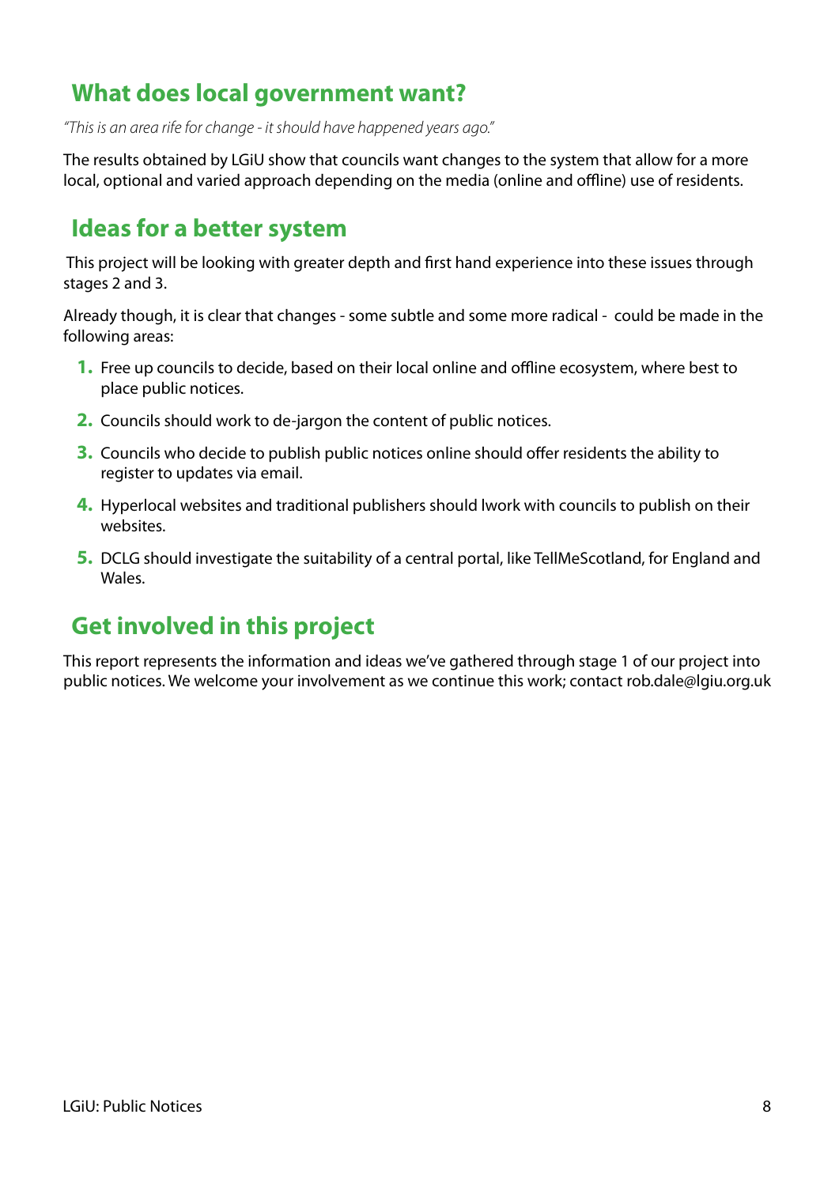## What does local government want?

*"This is an area rife for change - it should have happened years ago."*

The results obtained by LGiU show that councils want changes to the system that allow for a more local, optional and varied approach depending on the media (online and offline) use of residents.

## Ideas for a better system

This project will be looking with greater depth and first hand experience into these issues through stages 2 and 3.

Already though, it is clear that changes - some subtle and some more radical - could be made in the following areas:

1. Free up councils to decide, based on their local online and offline ecosystem, where best to place public notices.
2. Councils should work to de-jargon the content of public notices.
3. Councils who decide to publish public notices online should offer residents the ability to register to updates via email.
4. Hyperlocal websites and traditional publishers should lwork with councils to publish on their websites.
5. DCLG should investigate the suitability of a central portal, like TellMeScotland, for England and Wales.

## Get involved in this project

This report represents the information and ideas we've gathered through stage 1 of our project into public notices. We welcome your involvement as we continue this work; contact rob.dale@lgiu.org.uk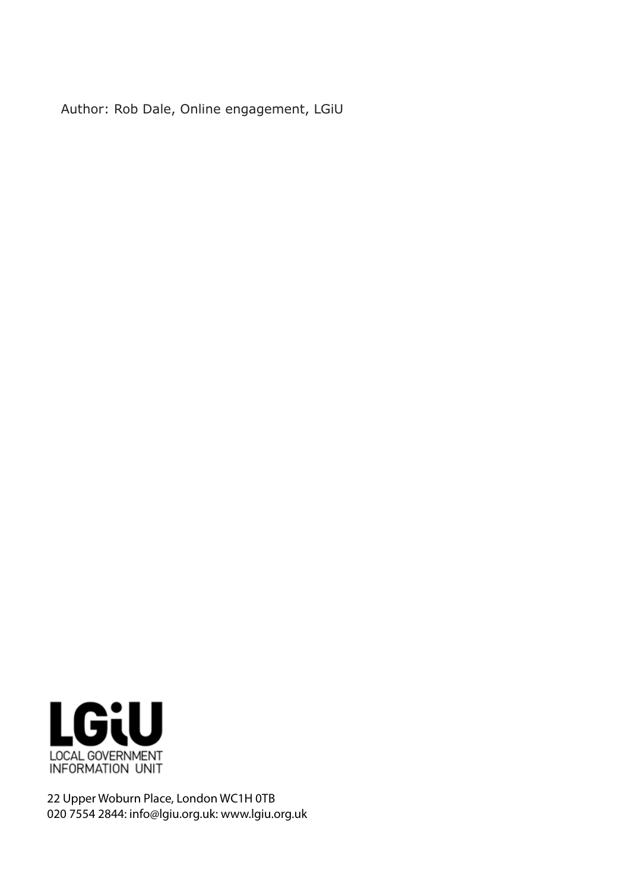Author: Rob Dale, Online engagement, LGiU

LGiU
LOCAL GOVERNMENT
INFORMATION UNIT

22 Upper Woburn Place, London WC1H 0TB
020 7554 2844: info@lgiu.org.uk: www.lgiu.org.uk